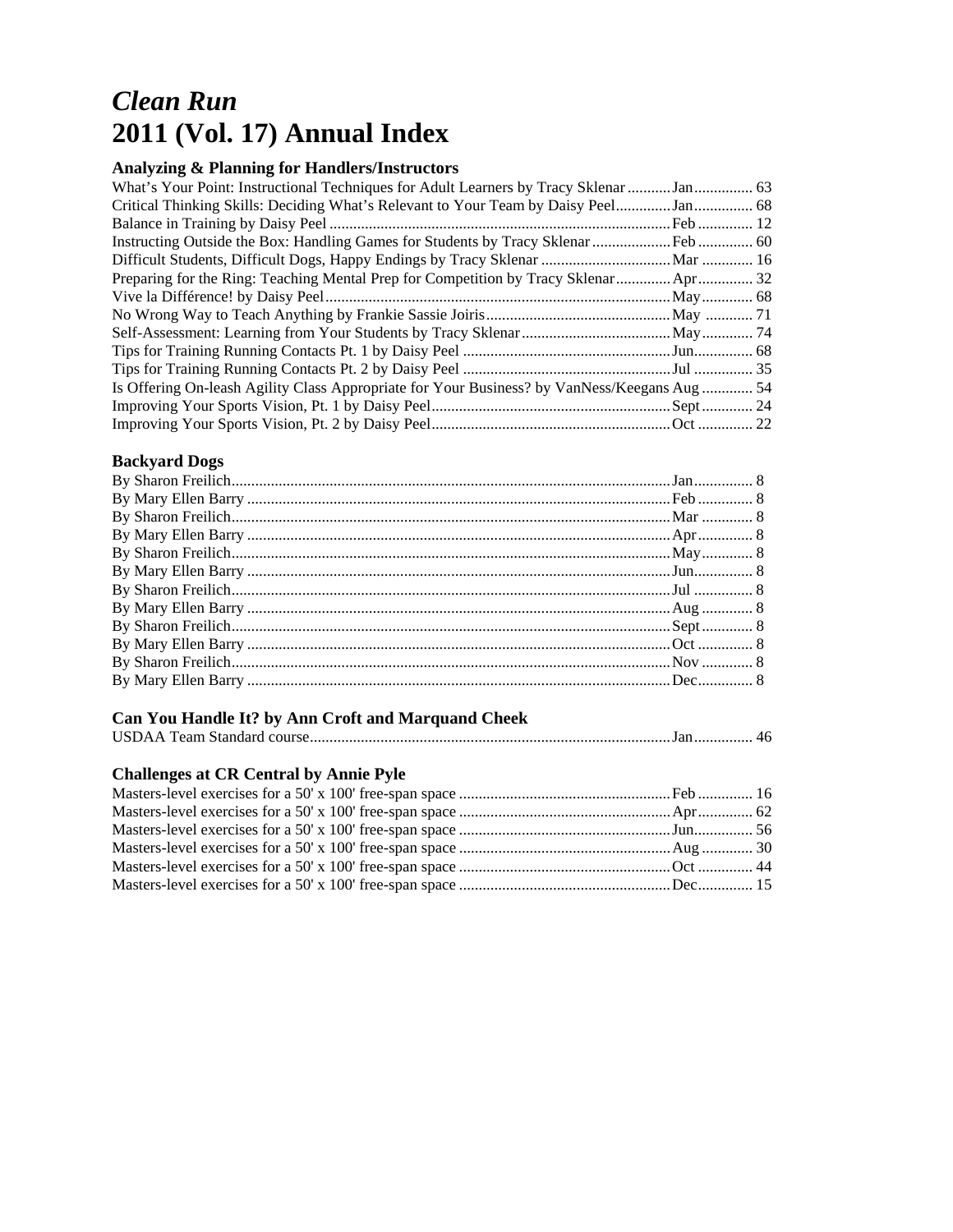# *Clean Run*
# 2011 (Vol. 17) Annual Index

### Analyzing & Planning for Handlers/Instructors

What's Your Point: Instructional Techniques for Adult Learners by Tracy Sklenar ........... Jan ............... 63
Critical Thinking Skills: Deciding What's Relevant to Your Team by Daisy Peel .............. Jan ............... 68
Balance in Training by Daisy Peel ....................................................................................... Feb .............. 12
Instructing Outside the Box: Handling Games for Students by Tracy Sklenar .................... Feb .............. 60
Difficult Students, Difficult Dogs, Happy Endings by Tracy Sklenar ................................. Mar ............. 16
Preparing for the Ring: Teaching Mental Prep for Competition by Tracy Sklenar .............. Apr .............. 32
Vive la Différence! by Daisy Peel ........................................................................................ May ............. 68
No Wrong Way to Teach Anything by Frankie Sassie Joiris ............................................... May ............ 71
Self-Assessment: Learning from Your Students by Tracy Sklenar ...................................... May ............. 74
Tips for Training Running Contacts Pt. 1 by Daisy Peel ..................................................... Jun ............... 68
Tips for Training Running Contacts Pt. 2 by Daisy Peel ..................................................... Jul ............... 35
Is Offering On-leash Agility Class Appropriate for Your Business? by VanNess/Keegans Aug ............. 54
Improving Your Sports Vision, Pt. 1 by Daisy Peel ............................................................. Sept ............. 24
Improving Your Sports Vision, Pt. 2 by Daisy Peel ............................................................. Oct .............. 22

### Backyard Dogs

By Sharon Freilich ................................................................................................................ Jan ............... 8
By Mary Ellen Barry ............................................................................................................ Feb .............. 8
By Sharon Freilich ................................................................................................................ Mar ............. 8
By Mary Ellen Barry ............................................................................................................ Apr .............. 8
By Sharon Freilich ................................................................................................................ May ............. 8
By Mary Ellen Barry ............................................................................................................ Jun ............... 8
By Sharon Freilich ................................................................................................................ Jul ............... 8
By Mary Ellen Barry ............................................................................................................ Aug ............. 8
By Sharon Freilich ................................................................................................................ Sept ............. 8
By Mary Ellen Barry ............................................................................................................ Oct .............. 8
By Sharon Freilich ................................................................................................................ Nov ............. 8
By Mary Ellen Barry ............................................................................................................ Dec .............. 8

### Can You Handle It? by Ann Croft and Marquand Cheek

USDAA Team Standard course ............................................................................................ Jan ............... 46

### Challenges at CR Central by Annie Pyle

Masters-level exercises for a 50' x 100' free-span space ...................................................... Feb .............. 16
Masters-level exercises for a 50' x 100' free-span space ...................................................... Apr .............. 62
Masters-level exercises for a 50' x 100' free-span space ...................................................... Jun ............... 56
Masters-level exercises for a 50' x 100' free-span space ...................................................... Aug ............. 30
Masters-level exercises for a 50' x 100' free-span space ...................................................... Oct .............. 44
Masters-level exercises for a 50' x 100' free-span space ...................................................... Dec .............. 15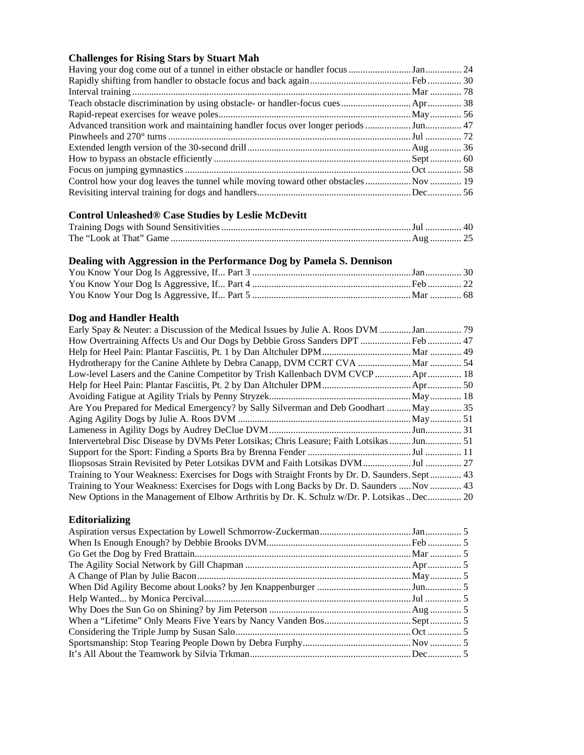### Challenges for Rising Stars by Stuart Mah

| Title | Issue | Page |
|---|---|---|
| Having your dog come out of a tunnel in either obstacle or handler focus | Jan | 24 |
| Rapidly shifting from handler to obstacle focus and back again | Feb | 30 |
| Interval training | Mar | 78 |
| Teach obstacle discrimination by using obstacle- or handler-focus cues | Apr | 38 |
| Rapid-repeat exercises for weave poles | May | 56 |
| Advanced transition work and maintaining handler focus over longer periods | Jun | 47 |
| Pinwheels and 270° turns | Jul | 72 |
| Extended length version of the 30-second drill | Aug | 36 |
| How to bypass an obstacle efficiently | Sept | 60 |
| Focus on jumping gymnastics | Oct | 58 |
| Control how your dog leaves the tunnel while moving toward other obstacles | Nov | 19 |
| Revisiting interval training for dogs and handlers | Dec | 56 |

### Control Unleashed® Case Studies by Leslie McDevitt

| Title | Issue | Page |
|---|---|---|
| Training Dogs with Sound Sensitivities | Jul | 40 |
| The "Look at That" Game | Aug | 25 |

### Dealing with Aggression in the Performance Dog by Pamela S. Dennison

| Title | Issue | Page |
|---|---|---|
| You Know Your Dog Is Aggressive, If... Part 3 | Jan | 30 |
| You Know Your Dog Is Aggressive, If... Part 4 | Feb | 22 |
| You Know Your Dog Is Aggressive, If... Part 5 | Mar | 68 |

### Dog and Handler Health

| Title | Issue | Page |
|---|---|---|
| Early Spay & Neuter: a Discussion of the Medical Issues by Julie A. Roos DVM | Jan | 79 |
| How Overtraining Affects Us and Our Dogs by Debbie Gross Sanders DPT | Feb | 47 |
| Help for Heel Pain: Plantar Fasciitis, Pt. 1 by Dan Altchuler DPM | Mar | 49 |
| Hydrotherapy for the Canine Athlete by Debra Canapp, DVM CCRT CVA | Mar | 54 |
| Low-level Lasers and the Canine Competitor by Trish Kallenbach DVM CVCP | Apr | 18 |
| Help for Heel Pain: Plantar Fasciitis, Pt. 2 by Dan Altchuler DPM | Apr | 50 |
| Avoiding Fatigue at Agility Trials by Penny Stryzek | May | 18 |
| Are You Prepared for Medical Emergency? by Sally Silverman and Deb Goodhart | May | 35 |
| Aging Agility Dogs by Julie A. Roos DVM | May | 51 |
| Lameness in Agility Dogs by Audrey DeClue DVM | Jun | 31 |
| Intervertebral Disc Disease by DVMs Peter Lotsikas; Chris Leasure; Faith Lotsikas | Jun | 51 |
| Support for the Sport: Finding a Sports Bra by Brenna Fender | Jul | 11 |
| Iliopsosas Strain Revisited by Peter Lotsikas DVM and Faith Lotsikas DVM | Jul | 27 |
| Training to Your Weakness: Exercises for Dogs with Straight Fronts by Dr. D. Saunders | Sept | 43 |
| Training to Your Weakness: Exercises for Dogs with Long Backs by Dr. D. Saunders | Nov | 43 |
| New Options in the Management of Elbow Arthritis by Dr. K. Schulz w/Dr. P. Lotsikas | Dec | 20 |

### Editorializing

| Title | Issue | Page |
|---|---|---|
| Aspiration versus Expectation by Lowell Schmorrow-Zuckerman | Jan | 5 |
| When Is Enough Enough? by Debbie Brooks DVM | Feb | 5 |
| Go Get the Dog by Fred Brattain | Mar | 5 |
| The Agility Social Network by Gill Chapman | Apr | 5 |
| A Change of Plan by Julie Bacon | May | 5 |
| When Did Agility Become about Looks? by Jen Knappenburger | Jun | 5 |
| Help Wanted... by Monica Percival | Jul | 5 |
| Why Does the Sun Go on Shining? by Jim Peterson | Aug | 5 |
| When a "Lifetime" Only Means Five Years by Nancy Vanden Bos | Sept | 5 |
| Considering the Triple Jump by Susan Salo | Oct | 5 |
| Sportsmanship: Stop Tearing People Down by Debra Furphy | Nov | 5 |
| It's All About the Teamwork by Silvia Trkman | Dec | 5 |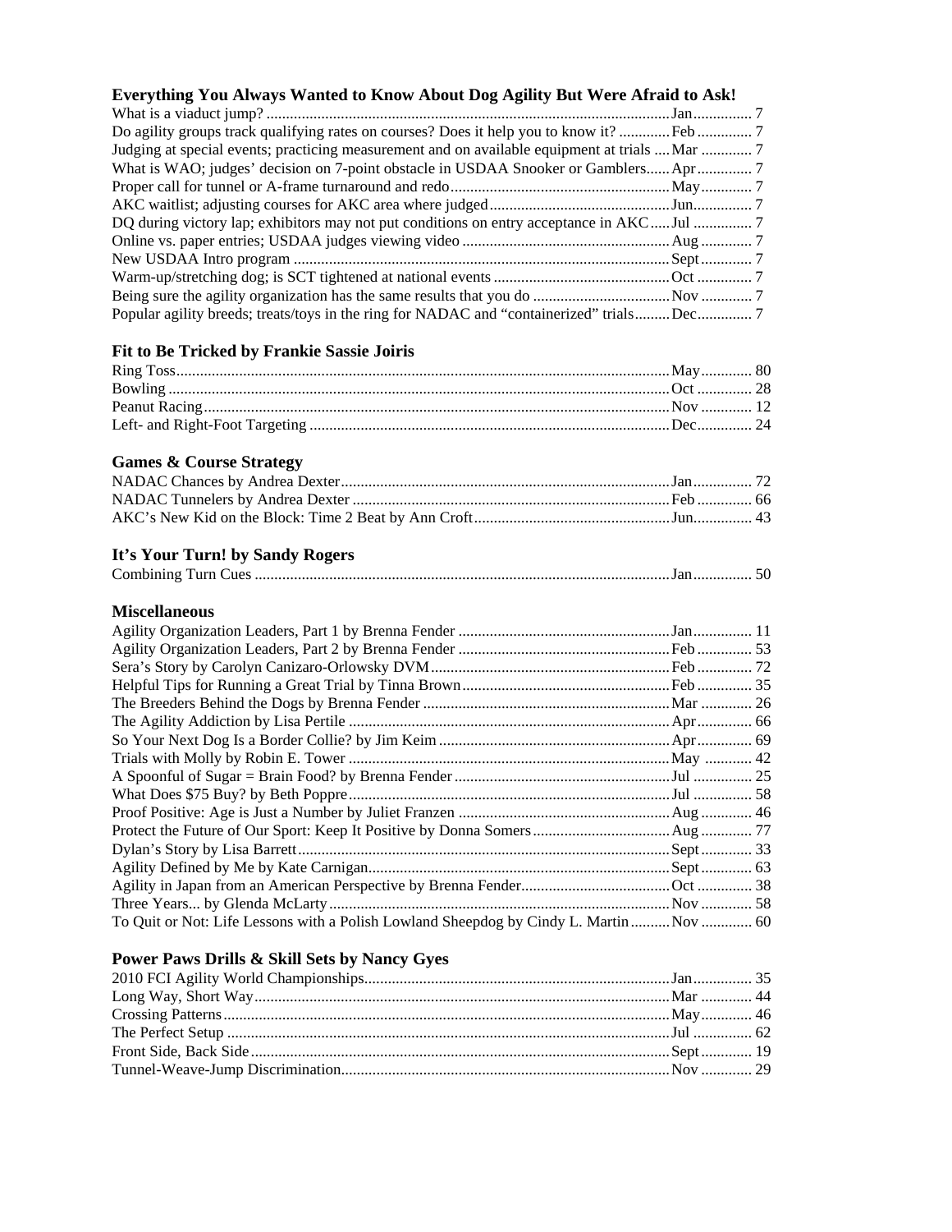### Everything You Always Wanted to Know About Dog Agility But Were Afraid to Ask!

| | | |
|---|---|---|
| What is a viaduct jump? | Jan | 7 |
| Do agility groups track qualifying rates on courses? Does it help you to know it? | Feb | 7 |
| Judging at special events; practicing measurement and on available equipment at trials | Mar | 7 |
| What is WAO; judges' decision on 7-point obstacle in USDAA Snooker or Gamblers | Apr | 7 |
| Proper call for tunnel or A-frame turnaround and redo | May | 7 |
| AKC waitlist; adjusting courses for AKC area where judged | Jun | 7 |
| DQ during victory lap; exhibitors may not put conditions on entry acceptance in AKC | Jul | 7 |
| Online vs. paper entries; USDAA judges viewing video | Aug | 7 |
| New USDAA Intro program | Sept | 7 |
| Warm-up/stretching dog; is SCT tightened at national events | Oct | 7 |
| Being sure the agility organization has the same results that you do | Nov | 7 |
| Popular agility breeds; treats/toys in the ring for NADAC and "containerized" trials | Dec | 7 |

### Fit to Be Tricked by Frankie Sassie Joiris

| | | |
|---|---|---|
| Ring Toss | May | 80 |
| Bowling | Oct | 28 |
| Peanut Racing | Nov | 12 |
| Left- and Right-Foot Targeting | Dec | 24 |

### Games & Course Strategy

| | | |
|---|---|---|
| NADAC Chances by Andrea Dexter | Jan | 72 |
| NADAC Tunnelers by Andrea Dexter | Feb | 66 |
| AKC's New Kid on the Block: Time 2 Beat by Ann Croft | Jun | 43 |

### It's Your Turn! by Sandy Rogers

| | | |
|---|---|---|
| Combining Turn Cues | Jan | 50 |

### Miscellaneous

| | | |
|---|---|---|
| Agility Organization Leaders, Part 1 by Brenna Fender | Jan | 11 |
| Agility Organization Leaders, Part 2 by Brenna Fender | Feb | 53 |
| Sera's Story by Carolyn Canizaro-Orlowsky DVM | Feb | 72 |
| Helpful Tips for Running a Great Trial by Tinna Brown | Feb | 35 |
| The Breeders Behind the Dogs by Brenna Fender | Mar | 26 |
| The Agility Addiction by Lisa Pertile | Apr | 66 |
| So Your Next Dog Is a Border Collie? by Jim Keim | Apr | 69 |
| Trials with Molly by Robin E. Tower | May | 42 |
| A Spoonful of Sugar = Brain Food? by Brenna Fender | Jul | 25 |
| What Does $75 Buy? by Beth Poppre | Jul | 58 |
| Proof Positive: Age is Just a Number by Juliet Franzen | Aug | 46 |
| Protect the Future of Our Sport: Keep It Positive by Donna Somers | Aug | 77 |
| Dylan's Story by Lisa Barrett | Sept | 33 |
| Agility Defined by Me by Kate Carnigan | Sept | 63 |
| Agility in Japan from an American Perspective by Brenna Fender | Oct | 38 |
| Three Years... by Glenda McLarty | Nov | 58 |
| To Quit or Not: Life Lessons with a Polish Lowland Sheepdog by Cindy L. Martin | Nov | 60 |

### Power Paws Drills & Skill Sets by Nancy Gyes

| | | |
|---|---|---|
| 2010 FCI Agility World Championships | Jan | 35 |
| Long Way, Short Way | Mar | 44 |
| Crossing Patterns | May | 46 |
| The Perfect Setup | Jul | 62 |
| Front Side, Back Side | Sept | 19 |
| Tunnel-Weave-Jump Discrimination | Nov | 29 |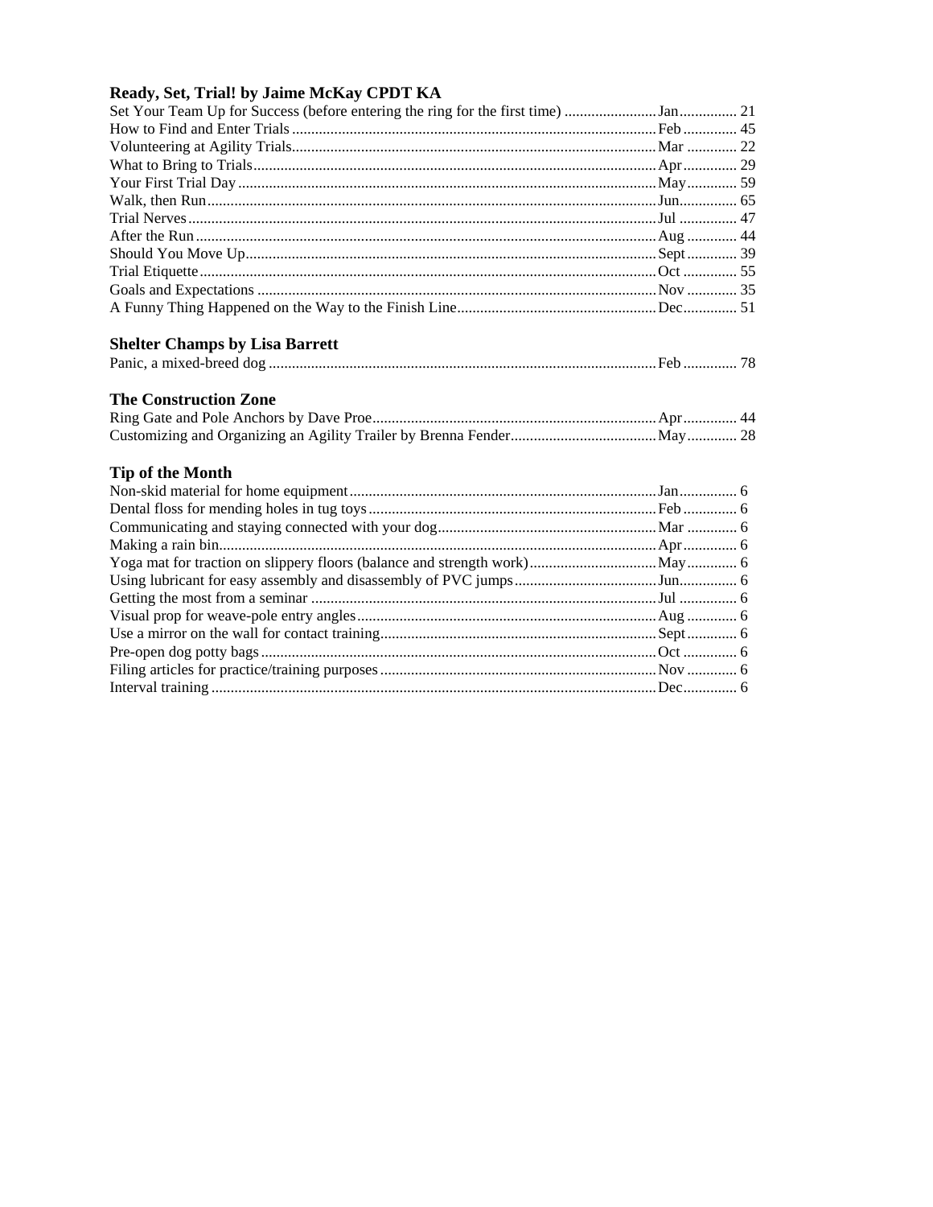### Ready, Set, Trial! by Jaime McKay CPDT KA

| Title | Month | Page |
|---|---|---|
| Set Your Team Up for Success (before entering the ring for the first time) | Jan | 21 |
| How to Find and Enter Trials | Feb | 45 |
| Volunteering at Agility Trials | Mar | 22 |
| What to Bring to Trials | Apr | 29 |
| Your First Trial Day | May | 59 |
| Walk, then Run | Jun | 65 |
| Trial Nerves | Jul | 47 |
| After the Run | Aug | 44 |
| Should You Move Up | Sept | 39 |
| Trial Etiquette | Oct | 55 |
| Goals and Expectations | Nov | 35 |
| A Funny Thing Happened on the Way to the Finish Line | Dec | 51 |

### Shelter Champs by Lisa Barrett

| Title | Month | Page |
|---|---|---|
| Panic, a mixed-breed dog | Feb | 78 |

### The Construction Zone

| Title | Month | Page |
|---|---|---|
| Ring Gate and Pole Anchors by Dave Proe | Apr | 44 |
| Customizing and Organizing an Agility Trailer by Brenna Fender | May | 28 |

### Tip of the Month

| Title | Month | Page |
|---|---|---|
| Non-skid material for home equipment | Jan | 6 |
| Dental floss for mending holes in tug toys | Feb | 6 |
| Communicating and staying connected with your dog | Mar | 6 |
| Making a rain bin | Apr | 6 |
| Yoga mat for traction on slippery floors (balance and strength work) | May | 6 |
| Using lubricant for easy assembly and disassembly of PVC jumps | Jun | 6 |
| Getting the most from a seminar | Jul | 6 |
| Visual prop for weave-pole entry angles | Aug | 6 |
| Use a mirror on the wall for contact training | Sept | 6 |
| Pre-open dog potty bags | Oct | 6 |
| Filing articles for practice/training purposes | Nov | 6 |
| Interval training | Dec | 6 |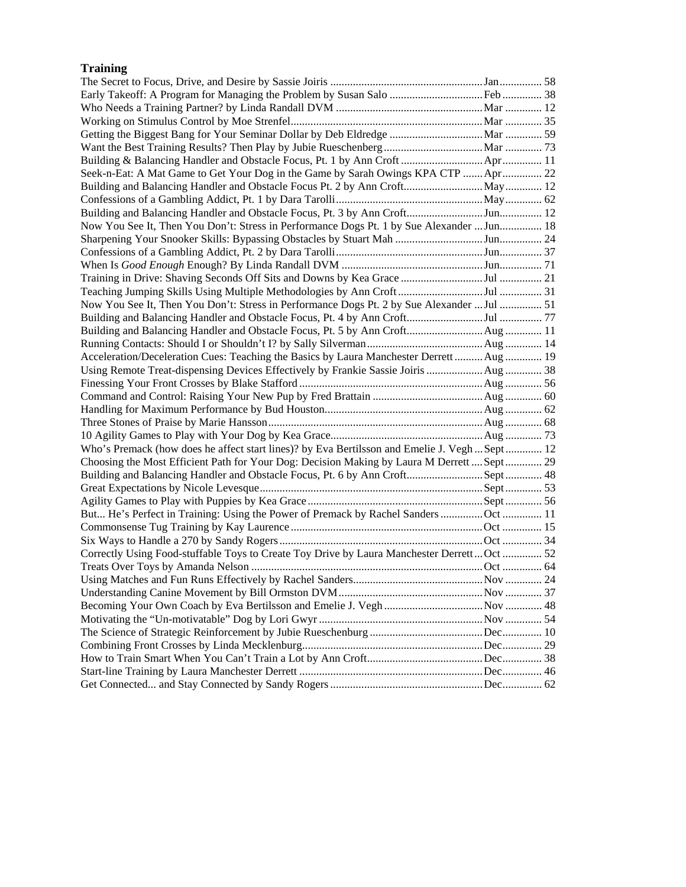## Training

| Title | Month | Page |
|---|---|---|
| The Secret to Focus, Drive, and Desire by Sassie Joiris | Jan | 58 |
| Early Takeoff: A Program for Managing the Problem by Susan Salo | Feb | 38 |
| Who Needs a Training Partner? by Linda Randall DVM | Mar | 12 |
| Working on Stimulus Control by Moe Strenfel | Mar | 35 |
| Getting the Biggest Bang for Your Seminar Dollar by Deb Eldredge | Mar | 59 |
| Want the Best Training Results? Then Play by Jubie Rueschenberg | Mar | 73 |
| Building & Balancing Handler and Obstacle Focus, Pt. 1 by Ann Croft | Apr | 11 |
| Seek-n-Eat: A Mat Game to Get Your Dog in the Game by Sarah Owings KPA CTP | Apr | 22 |
| Building and Balancing Handler and Obstacle Focus Pt. 2 by Ann Croft | May | 12 |
| Confessions of a Gambling Addict, Pt. 1 by Dara Tarolli | May | 62 |
| Building and Balancing Handler and Obstacle Focus, Pt. 3 by Ann Croft | Jun | 12 |
| Now You See It, Then You Don't: Stress in Performance Dogs Pt. 1 by Sue Alexander | Jun | 18 |
| Sharpening Your Snooker Skills: Bypassing Obstacles by Stuart Mah | Jun | 24 |
| Confessions of a Gambling Addict, Pt. 2 by Dara Tarolli | Jun | 37 |
| When Is *Good Enough* Enough? By Linda Randall DVM | Jun | 71 |
| Training in Drive: Shaving Seconds Off Sits and Downs by Kea Grace | Jul | 21 |
| Teaching Jumping Skills Using Multiple Methodologies by Ann Croft | Jul | 31 |
| Now You See It, Then You Don't: Stress in Performance Dogs Pt. 2 by Sue Alexander | Jul | 51 |
| Building and Balancing Handler and Obstacle Focus, Pt. 4 by Ann Croft | Jul | 77 |
| Building and Balancing Handler and Obstacle Focus, Pt. 5 by Ann Croft | Aug | 11 |
| Running Contacts: Should I or Shouldn't I? by Sally Silverman | Aug | 14 |
| Acceleration/Deceleration Cues: Teaching the Basics by Laura Manchester Derrett | Aug | 19 |
| Using Remote Treat-dispensing Devices Effectively by Frankie Sassie Joiris | Aug | 38 |
| Finessing Your Front Crosses by Blake Stafford | Aug | 56 |
| Command and Control: Raising Your New Pup by Fred Brattain | Aug | 60 |
| Handling for Maximum Performance by Bud Houston | Aug | 62 |
| Three Stones of Praise by Marie Hansson | Aug | 68 |
| 10 Agility Games to Play with Your Dog by Kea Grace | Aug | 73 |
| Who's Premack (how does he affect start lines)? by Eva Bertilsson and Emelie J. Vegh | Sept | 12 |
| Choosing the Most Efficient Path for Your Dog: Decision Making by Laura M Derrett | Sept | 29 |
| Building and Balancing Handler and Obstacle Focus, Pt. 6 by Ann Croft | Sept | 48 |
| Great Expectations by Nicole Levesque | Sept | 53 |
| Agility Games to Play with Puppies by Kea Grace | Sept | 56 |
| But... He's Perfect in Training: Using the Power of Premack by Rachel Sanders | Oct | 11 |
| Commonsense Tug Training by Kay Laurence | Oct | 15 |
| Six Ways to Handle a 270 by Sandy Rogers | Oct | 34 |
| Correctly Using Food-stuffable Toys to Create Toy Drive by Laura Manchester Derrett | Oct | 52 |
| Treats Over Toys by Amanda Nelson | Oct | 64 |
| Using Matches and Fun Runs Effectively by Rachel Sanders | Nov | 24 |
| Understanding Canine Movement by Bill Ormston DVM | Nov | 37 |
| Becoming Your Own Coach by Eva Bertilsson and Emelie J. Vegh | Nov | 48 |
| Motivating the "Un-motivatable" Dog by Lori Gwyr | Nov | 54 |
| The Science of Strategic Reinforcement by Jubie Rueschenburg | Dec | 10 |
| Combining Front Crosses by Linda Mecklenburg | Dec | 29 |
| How to Train Smart When You Can't Train a Lot by Ann Croft | Dec | 38 |
| Start-line Training by Laura Manchester Derrett | Dec | 46 |
| Get Connected... and Stay Connected by Sandy Rogers | Dec | 62 |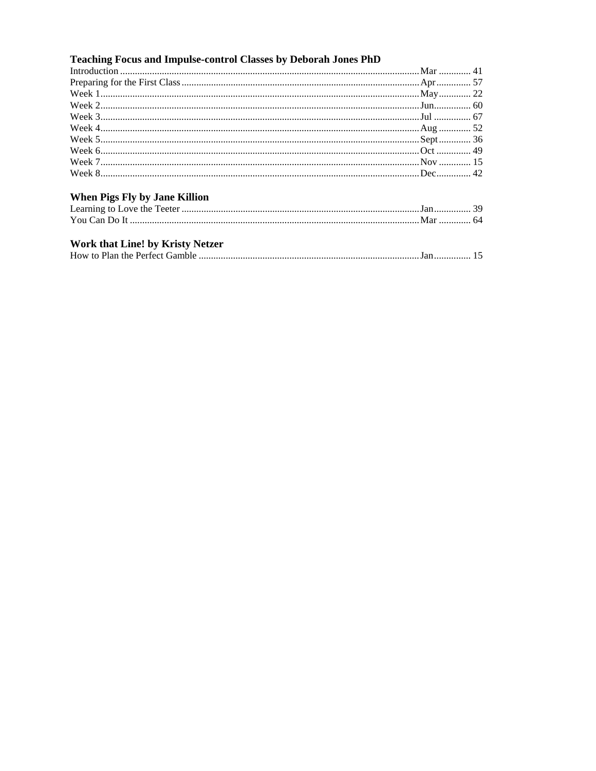### Teaching Focus and Impulse-control Classes by Deborah Jones PhD

| | | |
|---|---|---|
| Introduction | Mar | 41 |
| Preparing for the First Class | Apr | 57 |
| Week 1 | May | 22 |
| Week 2 | Jun | 60 |
| Week 3 | Jul | 67 |
| Week 4 | Aug | 52 |
| Week 5 | Sept | 36 |
| Week 6 | Oct | 49 |
| Week 7 | Nov | 15 |
| Week 8 | Dec | 42 |

### When Pigs Fly by Jane Killion

| | | |
|---|---|---|
| Learning to Love the Teeter | Jan | 39 |
| You Can Do It | Mar | 64 |

### Work that Line! by Kristy Netzer

| | | |
|---|---|---|
| How to Plan the Perfect Gamble | Jan | 15 |